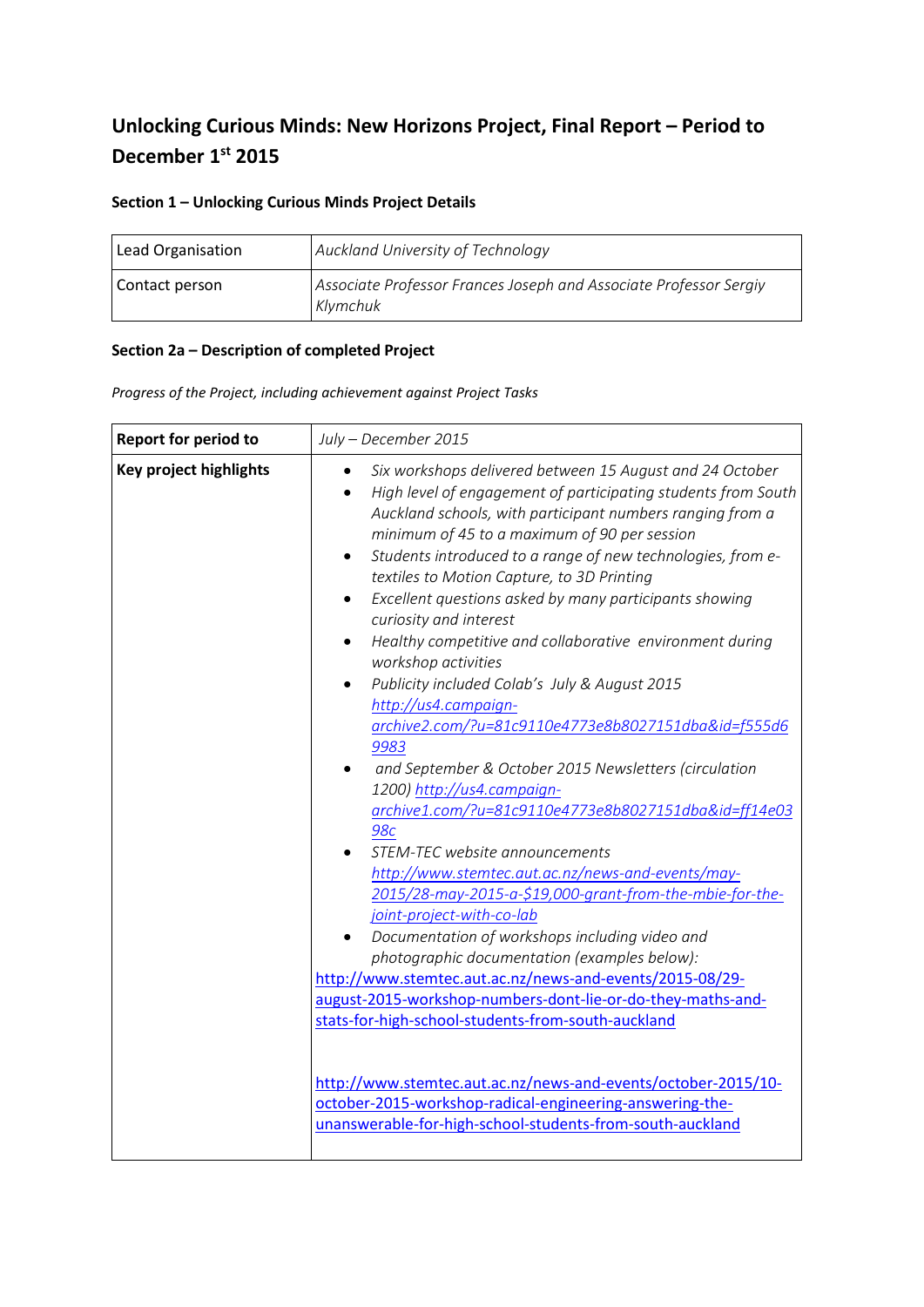# Unlocking Curious Minds: New Horizons Project, Final Report – Period to December 1st 2015

### Section 1 – Unlocking Curious Minds Project Details

| Lead Organisation | *Auckland University of Technology* |
|---|---|
| Contact person | *Associate Professor Frances Joseph and Associate Professor Sergiy Klymchuk* |

### Section 2a – Description of completed Project

*Progress of the Project, including achievement against Project Tasks*

| **Report for period to** | *July – December 2015* |
|---|---|
| **Key project highlights** | • *Six workshops delivered between 15 August and 24 October*<br>• *High level of engagement of participating students from South Auckland schools, with participant numbers ranging from a minimum of 45 to a maximum of 90 per session*<br>• *Students introduced to a range of new technologies, from e-textiles to Motion Capture, to 3D Printing*<br>• *Excellent questions asked by many participants showing curiosity and interest*<br>• *Healthy competitive and collaborative environment during workshop activities*<br>• *Publicity included Colab's July & August 2015* *http://us4.campaign-archive2.com/?u=81c9110e4773e8b8027151dba&id=f555d69983*<br>• *and September & October 2015 Newsletters (circulation 1200)* *http://us4.campaign-archive1.com/?u=81c9110e4773e8b8027151dba&id=ff14e0398c*<br>• *STEM-TEC website announcements* *http://www.stemtec.aut.ac.nz/news-and-events/may-2015/28-may-2015-a-$19,000-grant-from-the-mbie-for-the-joint-project-with-co-lab*<br>• *Documentation of workshops including video and photographic documentation (examples below):*<br>http://www.stemtec.aut.ac.nz/news-and-events/2015-08/29-august-2015-workshop-numbers-dont-lie-or-do-they-maths-and-stats-for-high-school-students-from-south-auckland<br><br>http://www.stemtec.aut.ac.nz/news-and-events/october-2015/10-october-2015-workshop-radical-engineering-answering-the-unanswerable-for-high-school-students-from-south-auckland |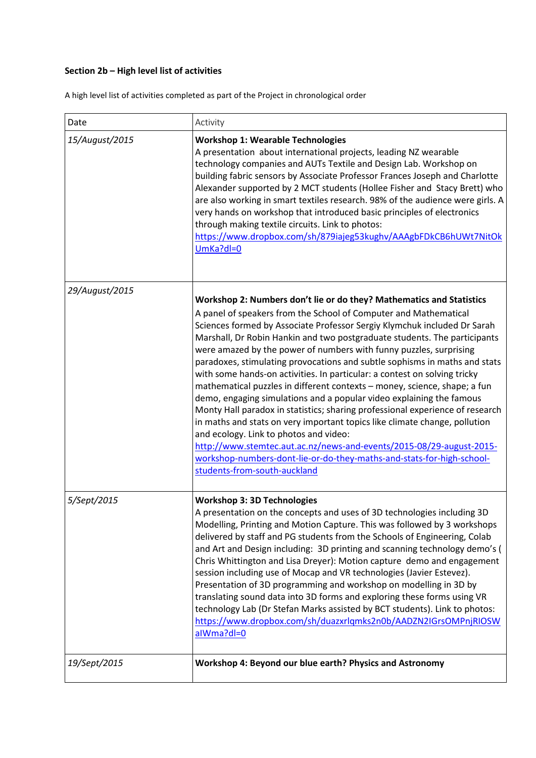**Section 2b – High level list of activities**

A high level list of activities completed as part of the Project in chronological order

| Date | Activity |
| --- | --- |
| *15/August/2015* | **Workshop 1: Wearable Technologies**<br>A presentation about international projects, leading NZ wearable technology companies and AUTs Textile and Design Lab. Workshop on building fabric sensors by Associate Professor Frances Joseph and Charlotte Alexander supported by 2 MCT students (Hollee Fisher and Stacy Brett) who are also working in smart textiles research. 98% of the audience were girls. A very hands on workshop that introduced basic principles of electronics through making textile circuits. Link to photos: https://www.dropbox.com/sh/879iajeg53kughv/AAAgbFDkCB6hUWt7NitOkUmKa?dl=0 |
| *29/August/2015* | **Workshop 2: Numbers don't lie or do they? Mathematics and Statistics**<br>A panel of speakers from the School of Computer and Mathematical Sciences formed by Associate Professor Sergiy Klymchuk included Dr Sarah Marshall, Dr Robin Hankin and two postgraduate students. The participants were amazed by the power of numbers with funny puzzles, surprising paradoxes, stimulating provocations and subtle sophisms in maths and stats with some hands-on activities. In particular: a contest on solving tricky mathematical puzzles in different contexts – money, science, shape; a fun demo, engaging simulations and a popular video explaining the famous Monty Hall paradox in statistics; sharing professional experience of research in maths and stats on very important topics like climate change, pollution and ecology. Link to photos and video: http://www.stemtec.aut.ac.nz/news-and-events/2015-08/29-august-2015-workshop-numbers-dont-lie-or-do-they-maths-and-stats-for-high-school-students-from-south-auckland |
| *5/Sept/2015* | **Workshop 3: 3D Technologies**<br>A presentation on the concepts and uses of 3D technologies including 3D Modelling, Printing and Motion Capture. This was followed by 3 workshops delivered by staff and PG students from the Schools of Engineering, Colab and Art and Design including: 3D printing and scanning technology demo's ( Chris Whittington and Lisa Dreyer): Motion capture demo and engagement session including use of Mocap and VR technologies (Javier Estevez). Presentation of 3D programming and workshop on modelling in 3D by translating sound data into 3D forms and exploring these forms using VR technology Lab (Dr Stefan Marks assisted by BCT students). Link to photos: https://www.dropbox.com/sh/duazxrlqmks2n0b/AADZN2IGrsOMPnjRIOSWalWma?dl=0 |
| *19/Sept/2015* | **Workshop 4: Beyond our blue earth? Physics and Astronomy** |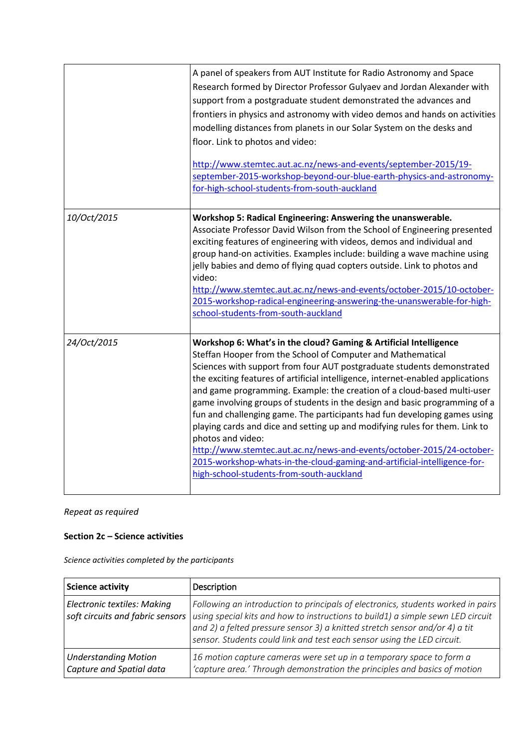| | |
|---|---|
| | A panel of speakers from AUT Institute for Radio Astronomy and Space Research formed by Director Professor Gulyaev and Jordan Alexander with support from a postgraduate student demonstrated the advances and frontiers in physics and astronomy with video demos and hands on activities modelling distances from planets in our Solar System on the desks and floor. Link to photos and video:<br><br>http://www.stemtec.aut.ac.nz/news-and-events/september-2015/19-september-2015-workshop-beyond-our-blue-earth-physics-and-astronomy-for-high-school-students-from-south-auckland |
| *10/Oct/2015* | **Workshop 5: Radical Engineering: Answering the unanswerable.**<br>Associate Professor David Wilson from the School of Engineering presented exciting features of engineering with videos, demos and individual and group hand-on activities. Examples include: building a wave machine using jelly babies and demo of flying quad copters outside. Link to photos and video:<br>http://www.stemtec.aut.ac.nz/news-and-events/october-2015/10-october-2015-workshop-radical-engineering-answering-the-unanswerable-for-high-school-students-from-south-auckland |
| *24/Oct/2015* | **Workshop 6: What's in the cloud? Gaming & Artificial Intelligence**<br>Steffan Hooper from the School of Computer and Mathematical Sciences with support from four AUT postgraduate students demonstrated the exciting features of artificial intelligence, internet-enabled applications and game programming. Example: the creation of a cloud-based multi-user game involving groups of students in the design and basic programming of a fun and challenging game. The participants had fun developing games using playing cards and dice and setting up and modifying rules for them. Link to photos and video:<br>http://www.stemtec.aut.ac.nz/news-and-events/october-2015/24-october-2015-workshop-whats-in-the-cloud-gaming-and-artificial-intelligence-for-high-school-students-from-south-auckland |

*Repeat as required*

**Section 2c – Science activities**

*Science activities completed by the participants*

| **Science activity** | Description |
|---|---|
| *Electronic textiles: Making soft circuits and fabric sensors* | *Following an introduction to principals of electronics, students worked in pairs using special kits and how to instructions to build1) a simple sewn LED circuit and 2) a felted pressure sensor 3) a knitted stretch sensor and/or 4) a tit sensor. Students could link and test each sensor using the LED circuit.* |
| *Understanding Motion Capture and Spatial data* | *16 motion capture cameras were set up in a temporary space to form a 'capture area.' Through demonstration the principles and basics of motion* |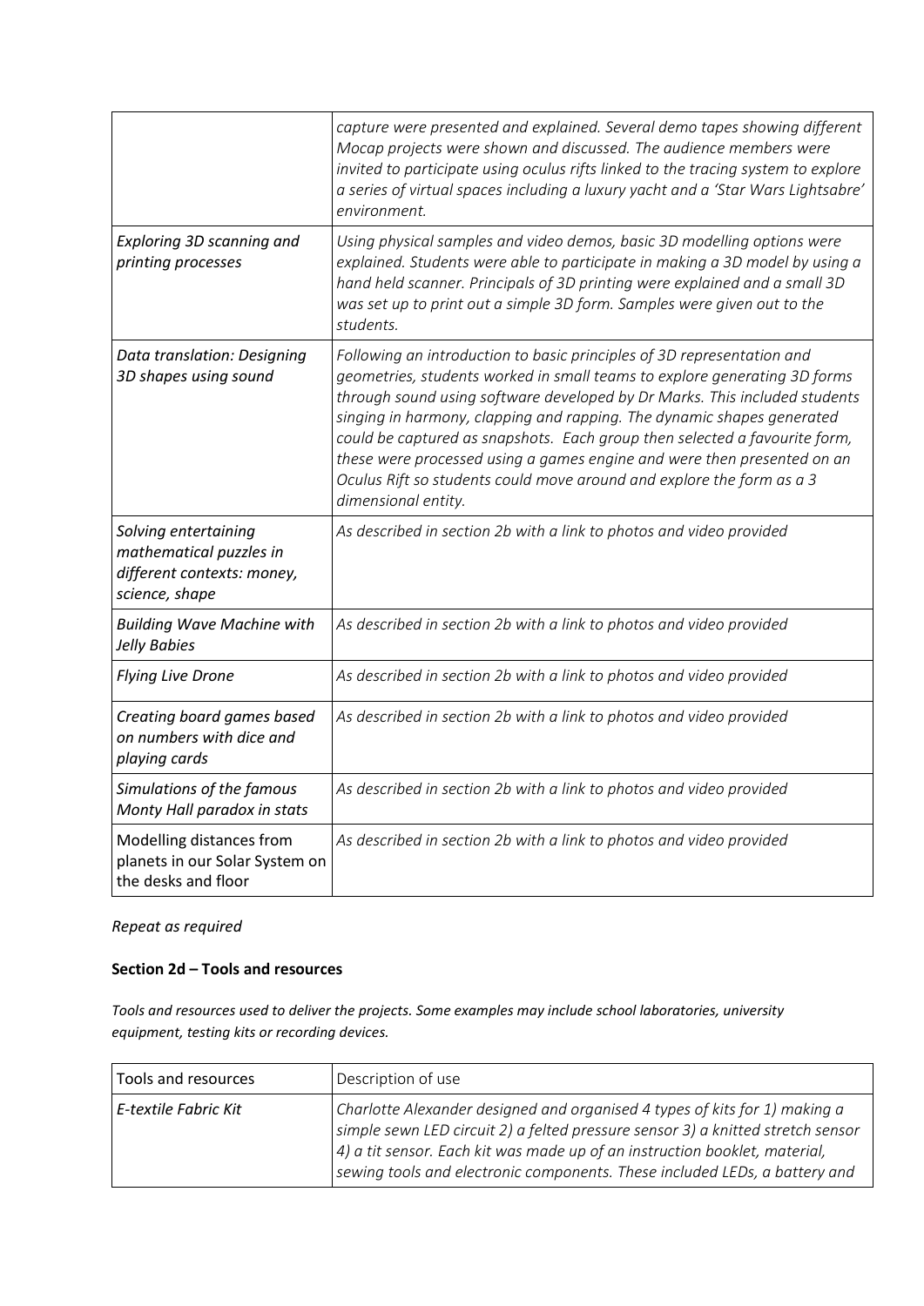| | |
|---|---|
| | *capture were presented and explained. Several demo tapes showing different Mocap projects were shown and discussed. The audience members were invited to participate using oculus rifts linked to the tracing system to explore a series of virtual spaces including a luxury yacht and a 'Star Wars Lightsabre' environment.* |
| *Exploring 3D scanning and printing processes* | *Using physical samples and video demos, basic 3D modelling options were explained. Students were able to participate in making a 3D model by using a hand held scanner. Principals of 3D printing were explained and a small 3D was set up to print out a simple 3D form. Samples were given out to the students.* |
| *Data translation: Designing 3D shapes using sound* | *Following an introduction to basic principles of 3D representation and geometries, students worked in small teams to explore generating 3D forms through sound using software developed by Dr Marks. This included students singing in harmony, clapping and rapping. The dynamic shapes generated could be captured as snapshots. Each group then selected a favourite form, these were processed using a games engine and were then presented on an Oculus Rift so students could move around and explore the form as a 3 dimensional entity.* |
| *Solving entertaining mathematical puzzles in different contexts: money, science, shape* | *As described in section 2b with a link to photos and video provided* |
| *Building Wave Machine with Jelly Babies* | *As described in section 2b with a link to photos and video provided* |
| *Flying Live Drone* | *As described in section 2b with a link to photos and video provided* |
| *Creating board games based on numbers with dice and playing cards* | *As described in section 2b with a link to photos and video provided* |
| *Simulations of the famous Monty Hall paradox in stats* | *As described in section 2b with a link to photos and video provided* |
| Modelling distances from planets in our Solar System on the desks and floor | *As described in section 2b with a link to photos and video provided* |

*Repeat as required*

**Section 2d – Tools and resources**

*Tools and resources used to deliver the projects. Some examples may include school laboratories, university equipment, testing kits or recording devices.*

| Tools and resources | Description of use |
|---|---|
| *E-textile Fabric Kit* | *Charlotte Alexander designed and organised 4 types of kits for 1) making a simple sewn LED circuit 2) a felted pressure sensor 3) a knitted stretch sensor 4) a tit sensor. Each kit was made up of an instruction booklet, material, sewing tools and electronic components. These included LEDs, a battery and* |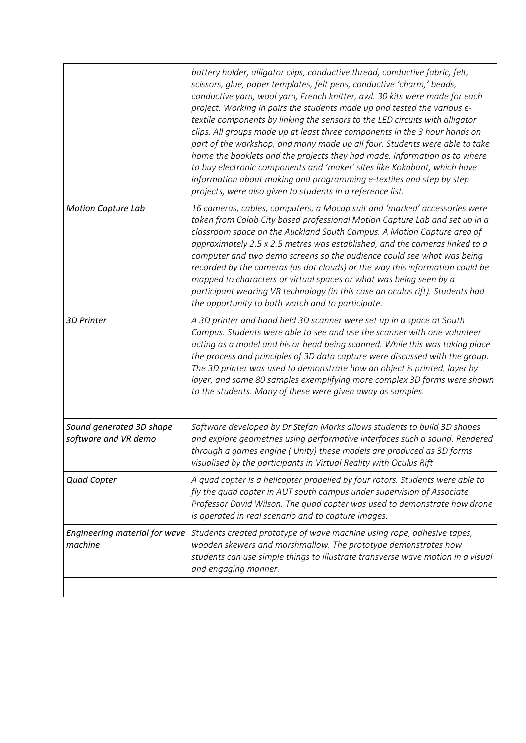| | |
|---|---|
| | *battery holder, alligator clips, conductive thread, conductive fabric, felt, scissors, glue, paper templates, felt pens, conductive 'charm,' beads, conductive yarn, wool yarn, French knitter, awl. 30 kits were made for each project. Working in pairs the students made up and tested the various e-textile components by linking the sensors to the LED circuits with alligator clips. All groups made up at least three components in the 3 hour hands on part of the workshop, and many made up all four. Students were able to take home the booklets and the projects they had made. Information as to where to buy electronic components and 'maker' sites like Kokabant, which have information about making and programming e-textiles and step by step projects, were also given to students in a reference list.* |
| *Motion Capture Lab* | *16 cameras, cables, computers, a Mocap suit and 'marked' accessories were taken from Colab City based professional Motion Capture Lab and set up in a classroom space on the Auckland South Campus. A Motion Capture area of approximately 2.5 x 2.5 metres was established, and the cameras linked to a computer and two demo screens so the audience could see what was being recorded by the cameras (as dot clouds) or the way this information could be mapped to characters or virtual spaces or what was being seen by a participant wearing VR technology (in this case an oculus rift). Students had the opportunity to both watch and to participate.* |
| *3D Printer* | *A 3D printer and hand held 3D scanner were set up in a space at South Campus. Students were able to see and use the scanner with one volunteer acting as a model and his or head being scanned. While this was taking place the process and principles of 3D data capture were discussed with the group. The 3D printer was used to demonstrate how an object is printed, layer by layer, and some 80 samples exemplifying more complex 3D forms were shown to the students. Many of these were given away as samples.* |
| *Sound generated 3D shape software and VR demo* | *Software developed by Dr Stefan Marks allows students to build 3D shapes and explore geometries using performative interfaces such a sound. Rendered through a games engine ( Unity) these models are produced as 3D forms visualised by the participants in Virtual Reality with Oculus Rift* |
| *Quad Copter* | *A quad copter is a helicopter propelled by four rotors. Students were able to fly the quad copter in AUT south campus under supervision of Associate Professor David Wilson. The quad copter was used to demonstrate how drone is operated in real scenario and to capture images.* |
| *Engineering material for wave machine* | *Students created prototype of wave machine using rope, adhesive tapes, wooden skewers and marshmallow. The prototype demonstrates how students can use simple things to illustrate transverse wave motion in a visual and engaging manner.* |
| | |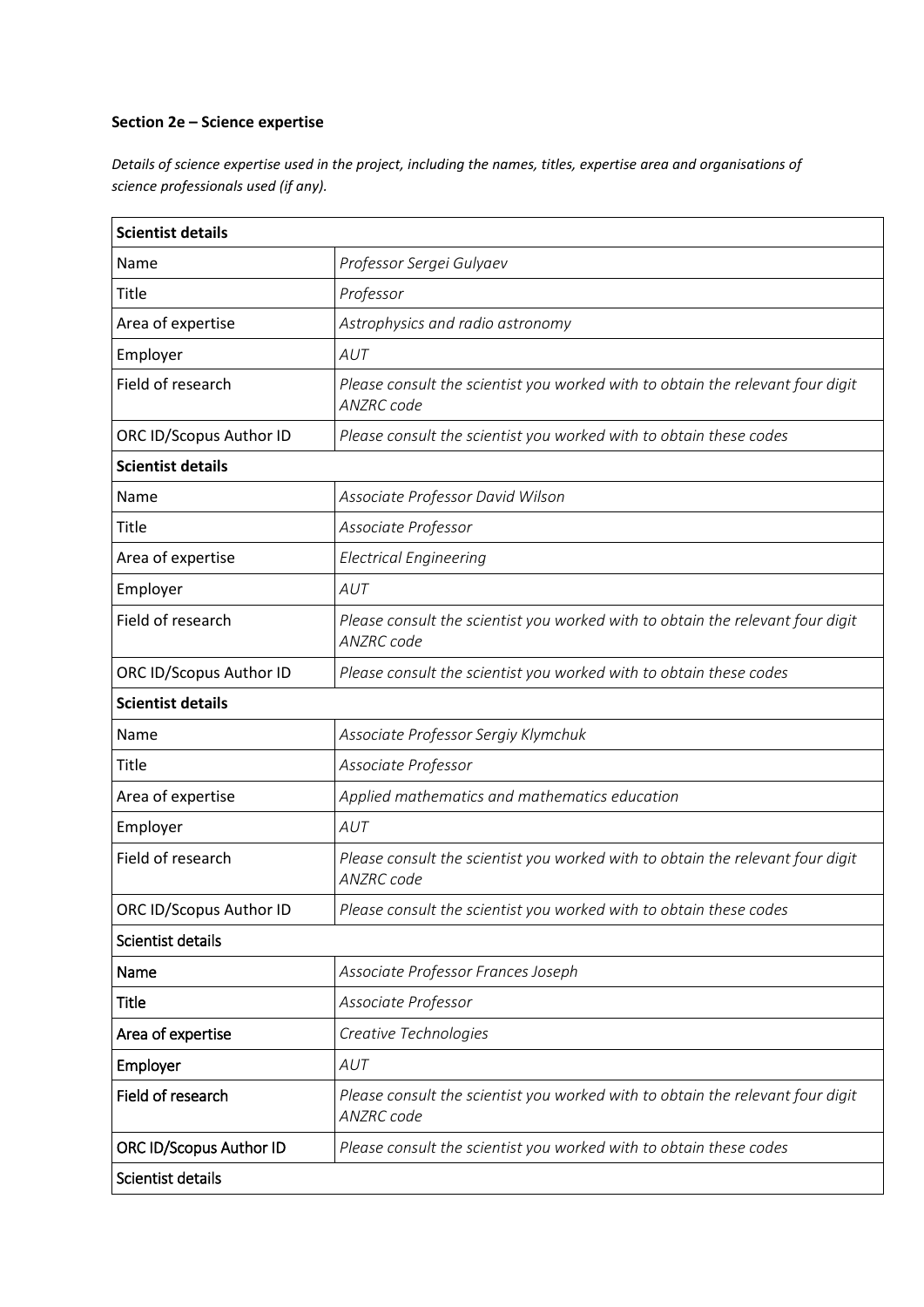**Section 2e – Science expertise**

*Details of science expertise used in the project, including the names, titles, expertise area and organisations of science professionals used (if any).*

| **Scientist details** | |
|---|---|
| Name | *Professor Sergei Gulyaev* |
| Title | *Professor* |
| Area of expertise | *Astrophysics and radio astronomy* |
| Employer | *AUT* |
| Field of research | *Please consult the scientist you worked with to obtain the relevant four digit ANZRC code* |
| ORC ID/Scopus Author ID | *Please consult the scientist you worked with to obtain these codes* |
| **Scientist details** | |
| Name | *Associate Professor David Wilson* |
| Title | *Associate Professor* |
| Area of expertise | *Electrical Engineering* |
| Employer | *AUT* |
| Field of research | *Please consult the scientist you worked with to obtain the relevant four digit ANZRC code* |
| ORC ID/Scopus Author ID | *Please consult the scientist you worked with to obtain these codes* |
| **Scientist details** | |
| Name | *Associate Professor Sergiy Klymchuk* |
| Title | *Associate Professor* |
| Area of expertise | *Applied mathematics and mathematics education* |
| Employer | *AUT* |
| Field of research | *Please consult the scientist you worked with to obtain the relevant four digit ANZRC code* |
| ORC ID/Scopus Author ID | *Please consult the scientist you worked with to obtain these codes* |
| Scientist details | |
| Name | *Associate Professor Frances Joseph* |
| Title | *Associate Professor* |
| Area of expertise | *Creative Technologies* |
| Employer | *AUT* |
| Field of research | *Please consult the scientist you worked with to obtain the relevant four digit ANZRC code* |
| ORC ID/Scopus Author ID | *Please consult the scientist you worked with to obtain these codes* |
| Scientist details | |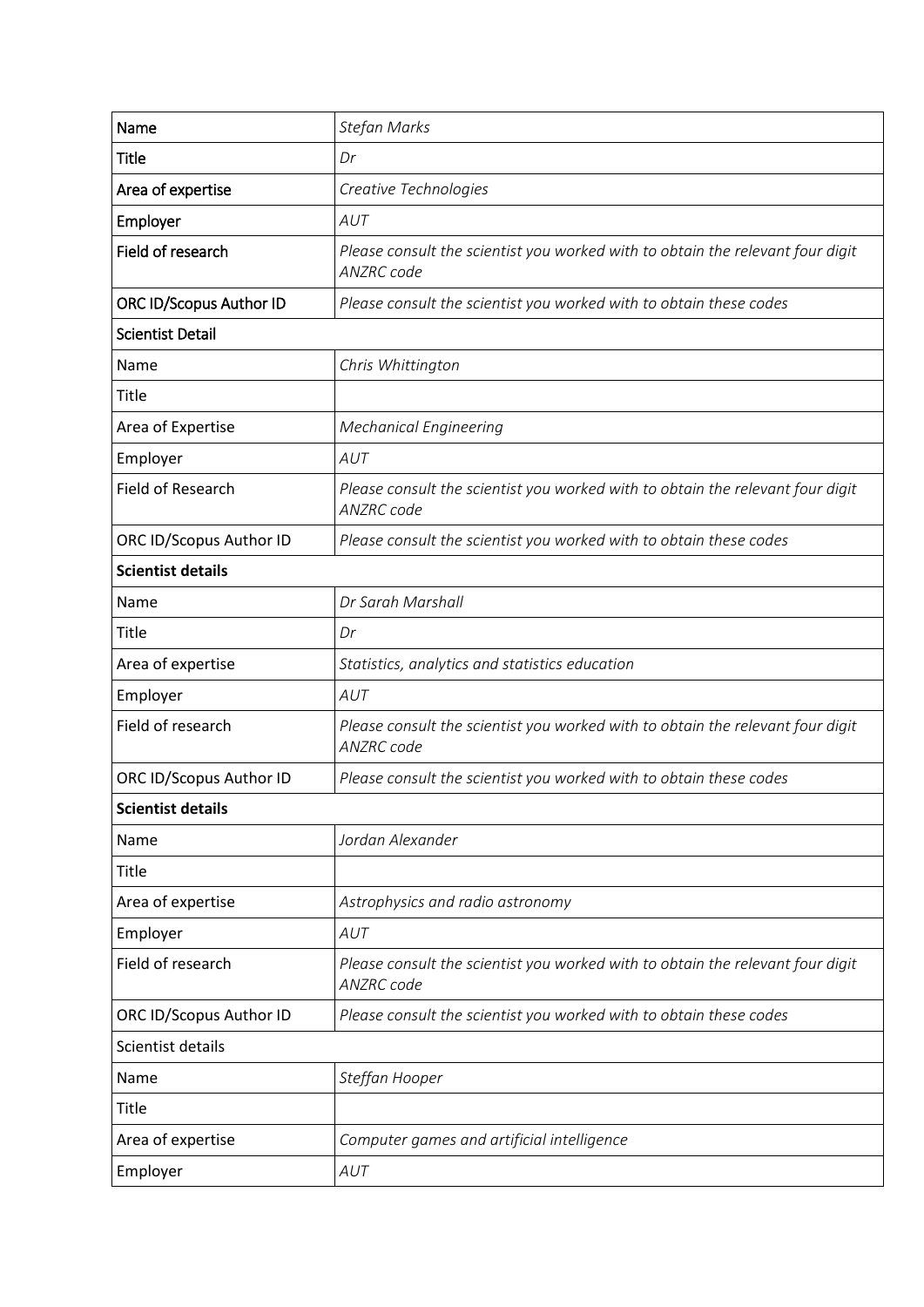| Name | *Stefan Marks* |
|---|---|
| Title | *Dr* |
| Area of expertise | *Creative Technologies* |
| Employer | *AUT* |
| Field of research | *Please consult the scientist you worked with to obtain the relevant four digit ANZRC code* |
| ORC ID/Scopus Author ID | *Please consult the scientist you worked with to obtain these codes* |
| Scientist Detail | |
| Name | *Chris Whittington* |
| Title | |
| Area of Expertise | *Mechanical Engineering* |
| Employer | *AUT* |
| Field of Research | *Please consult the scientist you worked with to obtain the relevant four digit ANZRC code* |
| ORC ID/Scopus Author ID | *Please consult the scientist you worked with to obtain these codes* |
| **Scientist details** | |
| Name | *Dr Sarah Marshall* |
| Title | *Dr* |
| Area of expertise | *Statistics, analytics and statistics education* |
| Employer | *AUT* |
| Field of research | *Please consult the scientist you worked with to obtain the relevant four digit ANZRC code* |
| ORC ID/Scopus Author ID | *Please consult the scientist you worked with to obtain these codes* |
| **Scientist details** | |
| Name | *Jordan Alexander* |
| Title | |
| Area of expertise | *Astrophysics and radio astronomy* |
| Employer | *AUT* |
| Field of research | *Please consult the scientist you worked with to obtain the relevant four digit ANZRC code* |
| ORC ID/Scopus Author ID | *Please consult the scientist you worked with to obtain these codes* |
| Scientist details | |
| Name | *Steffan Hooper* |
| Title | |
| Area of expertise | *Computer games and artificial intelligence* |
| Employer | *AUT* |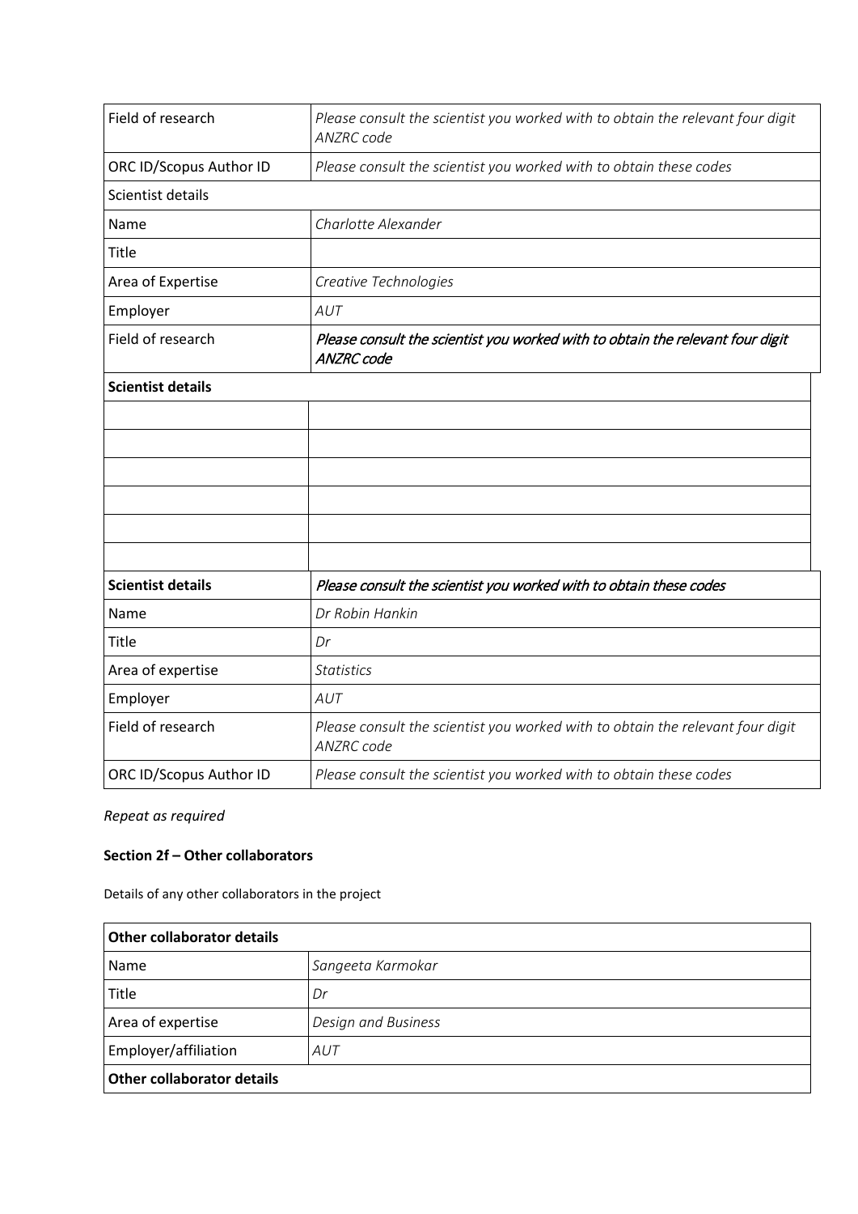| Field of research | *Please consult the scientist you worked with to obtain the relevant four digit ANZRC code* |
|---|---|
| ORC ID/Scopus Author ID | *Please consult the scientist you worked with to obtain these codes* |
| Scientist details | |
| Name | *Charlotte Alexander* |
| Title | |
| Area of Expertise | *Creative Technologies* |
| Employer | *AUT* |
| Field of research | *Please consult the scientist you worked with to obtain the relevant four digit ANZRC code* |

| **Scientist details** | |
|---|---|
| | |
| | |
| | |
| | |
| | |
| | |

| **Scientist details** | *Please consult the scientist you worked with to obtain these codes* |
|---|---|
| Name | *Dr Robin Hankin* |
| Title | *Dr* |
| Area of expertise | *Statistics* |
| Employer | *AUT* |
| Field of research | *Please consult the scientist you worked with to obtain the relevant four digit ANZRC code* |
| ORC ID/Scopus Author ID | *Please consult the scientist you worked with to obtain these codes* |

*Repeat as required*

**Section 2f – Other collaborators**

Details of any other collaborators in the project

| **Other collaborator details** | |
|---|---|
| Name | *Sangeeta Karmokar* |
| Title | *Dr* |
| Area of expertise | *Design and Business* |
| Employer/affiliation | *AUT* |
| **Other collaborator details** | |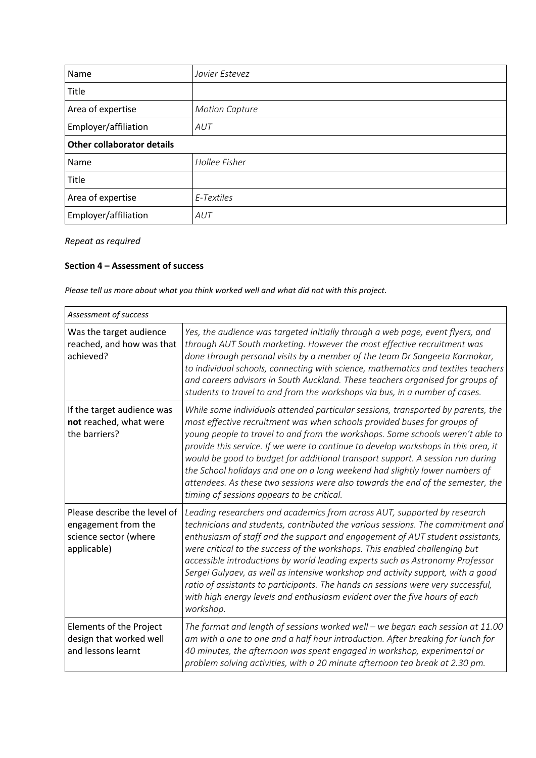| Name | *Javier Estevez* |
|---|---|
| Title | |
| Area of expertise | *Motion Capture* |
| Employer/affiliation | *AUT* |
| **Other collaborator details** | |
| Name | *Hollee Fisher* |
| Title | |
| Area of expertise | *E-Textiles* |
| Employer/affiliation | *AUT* |

*Repeat as required*

**Section 4 – Assessment of success**

*Please tell us more about what you think worked well and what did not with this project.*

| *Assessment of success* | |
|---|---|
| Was the target audience reached, and how was that achieved? | *Yes, the audience was targeted initially through a web page, event flyers, and through AUT South marketing. However the most effective recruitment was done through personal visits by a member of the team Dr Sangeeta Karmokar, to individual schools, connecting with science, mathematics and textiles teachers and careers advisors in South Auckland. These teachers organised for groups of students to travel to and from the workshops via bus, in a number of cases.* |
| If the target audience was **not** reached, what were the barriers? | *While some individuals attended particular sessions, transported by parents, the most effective recruitment was when schools provided buses for groups of young people to travel to and from the workshops. Some schools weren't able to provide this service. If we were to continue to develop workshops in this area, it would be good to budget for additional transport support. A session run during the School holidays and one on a long weekend had slightly lower numbers of attendees. As these two sessions were also towards the end of the semester, the timing of sessions appears to be critical.* |
| Please describe the level of engagement from the science sector (where applicable) | *Leading researchers and academics from across AUT, supported by research technicians and students, contributed the various sessions. The commitment and enthusiasm of staff and the support and engagement of AUT student assistants, were critical to the success of the workshops. This enabled challenging but accessible introductions by world leading experts such as Astronomy Professor Sergei Gulyaev, as well as intensive workshop and activity support, with a good ratio of assistants to participants. The hands on sessions were very successful, with high energy levels and enthusiasm evident over the five hours of each workshop.* |
| Elements of the Project design that worked well and lessons learnt | *The format and length of sessions worked well – we began each session at 11.00 am with a one to one and a half hour introduction. After breaking for lunch for 40 minutes, the afternoon was spent engaged in workshop, experimental or problem solving activities, with a 20 minute afternoon tea break at 2.30 pm.* |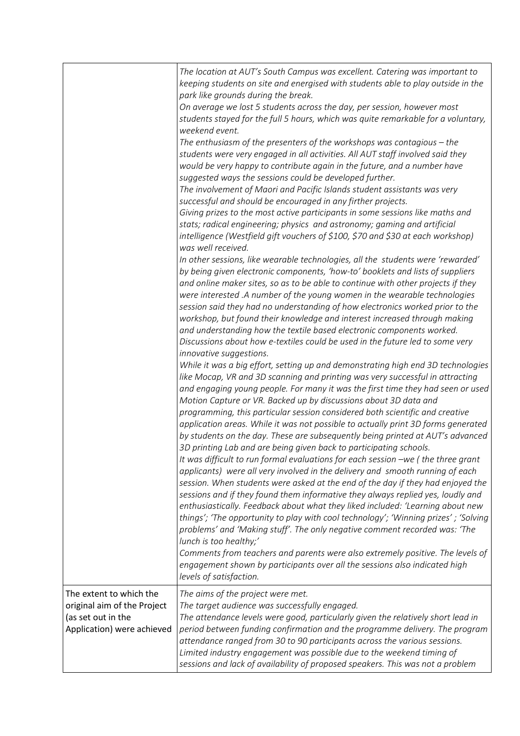| | |
|---|---|
| | *The location at AUT's South Campus was excellent. Catering was important to keeping students on site and energised with students able to play outside in the park like grounds during the break.*<br>*On average we lost 5 students across the day, per session, however most students stayed for the full 5 hours, which was quite remarkable for a voluntary, weekend event.*<br>*The enthusiasm of the presenters of the workshops was contagious – the students were very engaged in all activities. All AUT staff involved said they would be very happy to contribute again in the future, and a number have suggested ways the sessions could be developed further.*<br>*The involvement of Maori and Pacific Islands student assistants was very successful and should be encouraged in any firther projects.*<br>*Giving prizes to the most active participants in some sessions like maths and stats; radical engineering; physics and astronomy; gaming and artificial intelligence (Westfield gift vouchers of $100, $70 and $30 at each workshop) was well received.*<br>*In other sessions, like wearable technologies, all the students were 'rewarded' by being given electronic components, 'how-to' booklets and lists of suppliers and online maker sites, so as to be able to continue with other projects if they were interested .A number of the young women in the wearable technologies session said they had no understanding of how electronics worked prior to the workshop, but found their knowledge and interest increased through making and understanding how the textile based electronic components worked. Discussions about how e-textiles could be used in the future led to some very innovative suggestions.*<br>*While it was a big effort, setting up and demonstrating high end 3D technologies like Mocap, VR and 3D scanning and printing was very successful in attracting and engaging young people. For many it was the first time they had seen or used Motion Capture or VR. Backed up by discussions about 3D data and programming, this particular session considered both scientific and creative application areas. While it was not possible to actually print 3D forms generated by students on the day. These are subsequently being printed at AUT's advanced 3D printing Lab and are being given back to participating schools.*<br>*It was difficult to run formal evaluations for each session –we ( the three grant applicants) were all very involved in the delivery and smooth running of each session. When students were asked at the end of the day if they had enjoyed the sessions and if they found them informative they always replied yes, loudly and enthusiastically. Feedback about what they liked included: 'Learning about new things'; 'The opportunity to play with cool technology'; 'Winning prizes' ; 'Solving problems' and 'Making stuff'. The only negative comment recorded was: 'The lunch is too healthy;'*<br>*Comments from teachers and parents were also extremely positive. The levels of engagement shown by participants over all the sessions also indicated high levels of satisfaction.* |
| The extent to which the original aim of the Project (as set out in the Application) were achieved | *The aims of the project were met.*<br>*The target audience was successfully engaged.*<br>*The attendance levels were good, particularly given the relatively short lead in period between funding confirmation and the programme delivery. The program attendance ranged from 30 to 90 participants across the various sessions.*<br>*Limited industry engagement was possible due to the weekend timing of sessions and lack of availability of proposed speakers. This was not a problem* |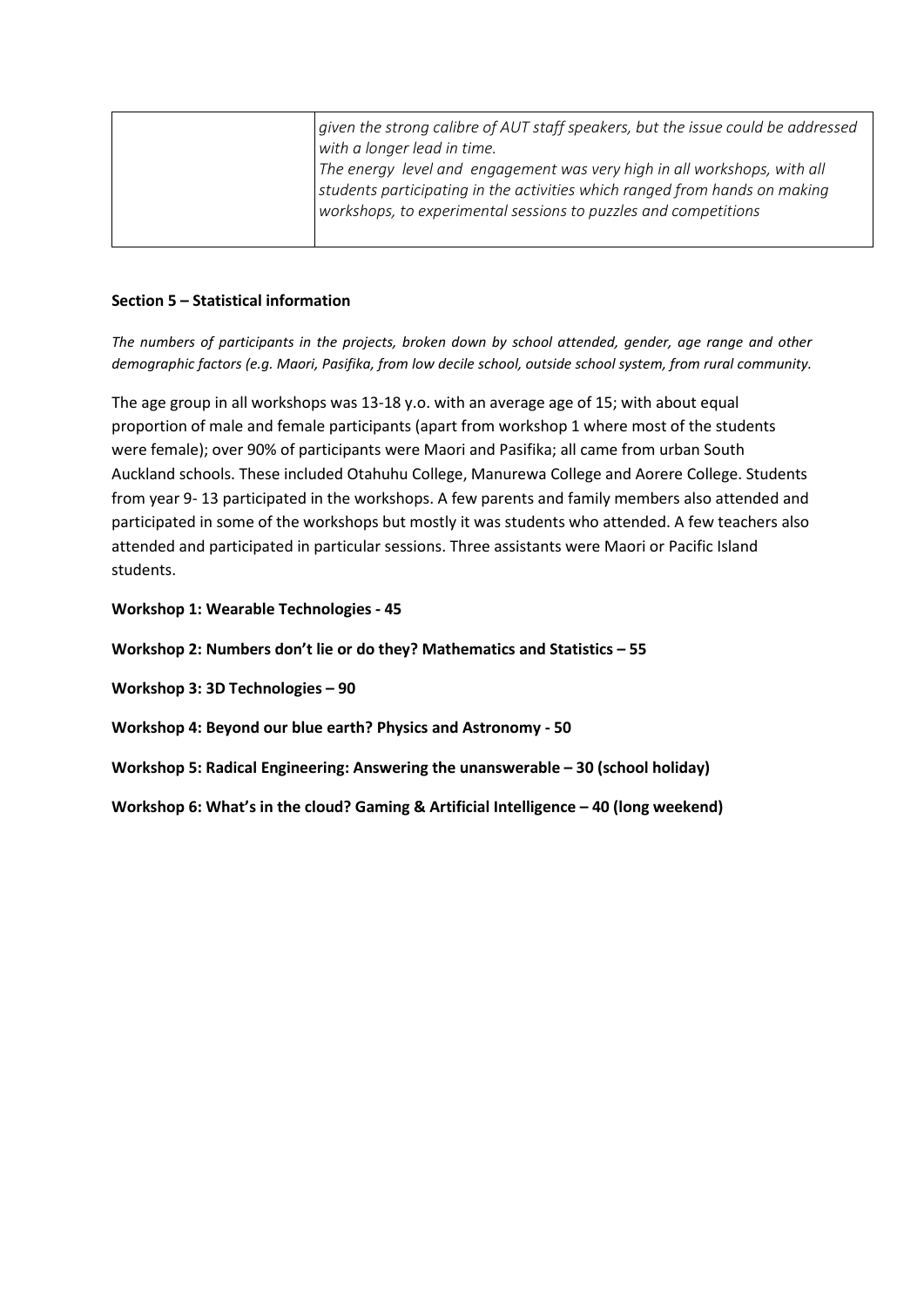| | |
|---|---|
| | *given the strong calibre of AUT staff speakers, but the issue could be addressed with a longer lead in time.*<br>*The energy level and engagement was very high in all workshops, with all students participating in the activities which ranged from hands on making workshops, to experimental sessions to puzzles and competitions* |

**Section 5 – Statistical information**

*The numbers of participants in the projects, broken down by school attended, gender, age range and other demographic factors (e.g. Maori, Pasifika, from low decile school, outside school system, from rural community.*

The age group in all workshops was 13-18 y.o. with an average age of 15; with about equal proportion of male and female participants (apart from workshop 1 where most of the students were female); over 90% of participants were Maori and Pasifika; all came from urban South Auckland schools. These included Otahuhu College, Manurewa College and Aorere College. Students from year 9- 13 participated in the workshops. A few parents and family members also attended and participated in some of the workshops but mostly it was students who attended. A few teachers also attended and participated in particular sessions. Three assistants were Maori or Pacific Island students.

**Workshop 1: Wearable Technologies - 45**

**Workshop 2: Numbers don't lie or do they? Mathematics and Statistics – 55**

**Workshop 3: 3D Technologies – 90**

**Workshop 4: Beyond our blue earth? Physics and Astronomy - 50**

**Workshop 5: Radical Engineering: Answering the unanswerable – 30 (school holiday)**

**Workshop 6: What's in the cloud? Gaming & Artificial Intelligence – 40 (long weekend)**